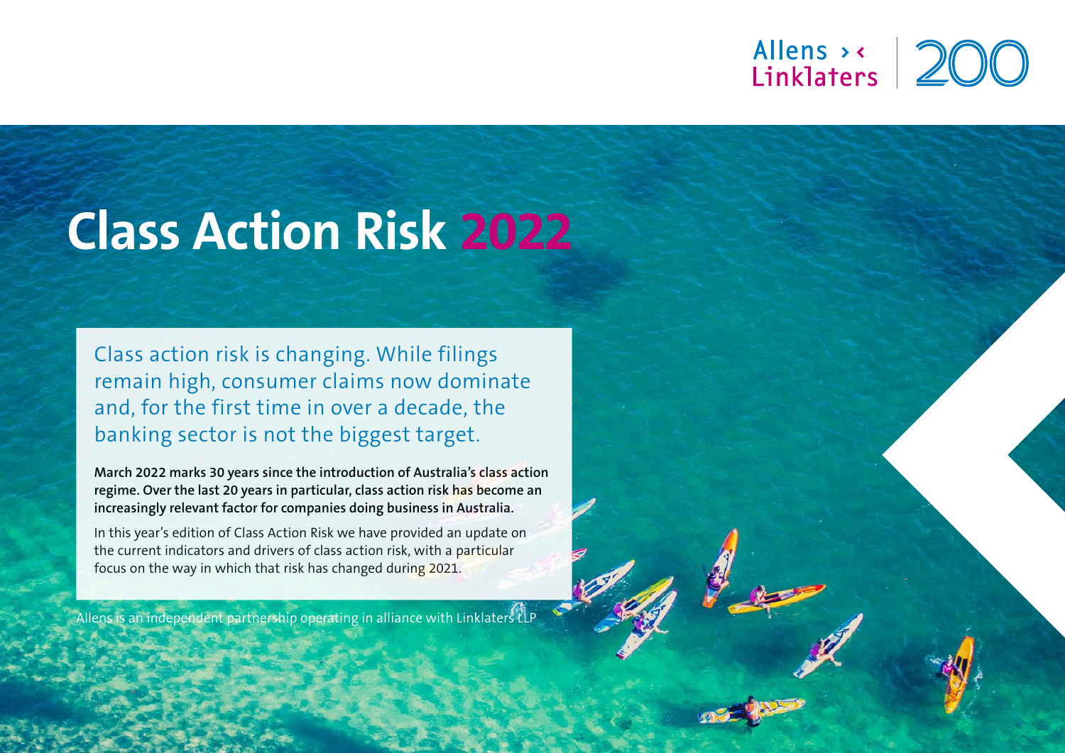Allens > < Linklaters | 200

# Class Action Risk 2022

Class action risk is changing. While filings remain high, consumer claims now dominate and, for the first time in over a decade, the banking sector is not the biggest target.

**March 2022 marks 30 years since the introduction of Australia's class action regime. Over the last 20 years in particular, class action risk has become an increasingly relevant factor for companies doing business in Australia.**

In this year's edition of Class Action Risk we have provided an update on the current indicators and drivers of class action risk, with a particular focus on the way in which that risk has changed during 2021.

Allens is an independent partnership operating in alliance with Linklaters LLP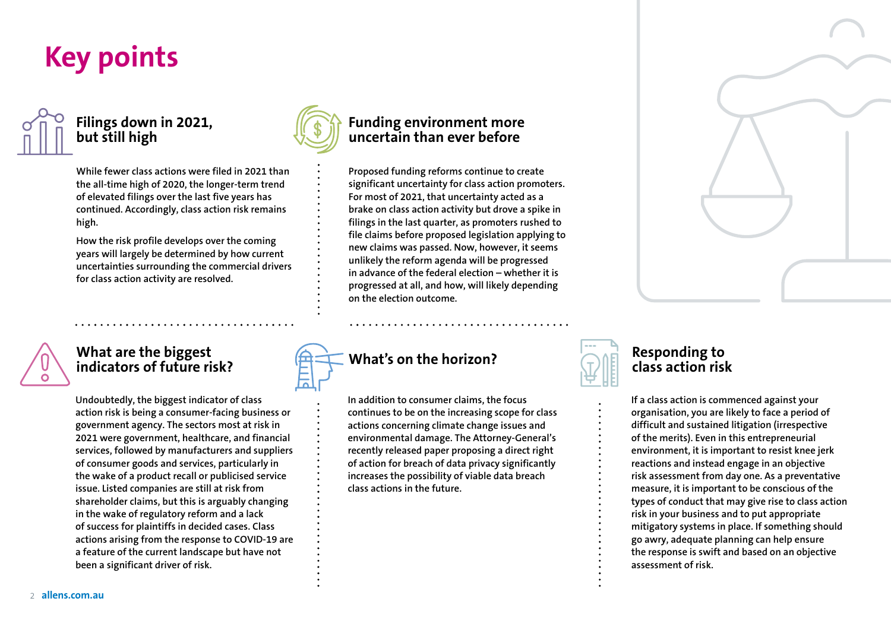# Key points

## Filings down in 2021, but still high

While fewer class actions were filed in 2021 than the all-time high of 2020, the longer-term trend of elevated filings over the last five years has continued. Accordingly, class action risk remains high.

How the risk profile develops over the coming years will largely be determined by how current uncertainties surrounding the commercial drivers for class action activity are resolved.

## Funding environment more uncertain than ever before

Proposed funding reforms continue to create significant uncertainty for class action promoters. For most of 2021, that uncertainty acted as a brake on class action activity but drove a spike in filings in the last quarter, as promoters rushed to file claims before proposed legislation applying to new claims was passed. Now, however, it seems unlikely the reform agenda will be progressed in advance of the federal election – whether it is progressed at all, and how, will likely depending on the election outcome.

## What are the biggest indicators of future risk?

Undoubtedly, the biggest indicator of class action risk is being a consumer-facing business or government agency. The sectors most at risk in 2021 were government, healthcare, and financial services, followed by manufacturers and suppliers of consumer goods and services, particularly in the wake of a product recall or publicised service issue. Listed companies are still at risk from shareholder claims, but this is arguably changing in the wake of regulatory reform and a lack of success for plaintiffs in decided cases. Class actions arising from the response to COVID-19 are a feature of the current landscape but have not been a significant driver of risk.

## What's on the horizon?

In addition to consumer claims, the focus continues to be on the increasing scope for class actions concerning climate change issues and environmental damage. The Attorney-General's recently released paper proposing a direct right of action for breach of data privacy significantly increases the possibility of viable data breach class actions in the future.

## Responding to class action risk

If a class action is commenced against your organisation, you are likely to face a period of difficult and sustained litigation (irrespective of the merits). Even in this entrepreneurial environment, it is important to resist knee jerk reactions and instead engage in an objective risk assessment from day one. As a preventative measure, it is important to be conscious of the types of conduct that may give rise to class action risk in your business and to put appropriate mitigatory systems in place. If something should go awry, adequate planning can help ensure the response is swift and based on an objective assessment of risk.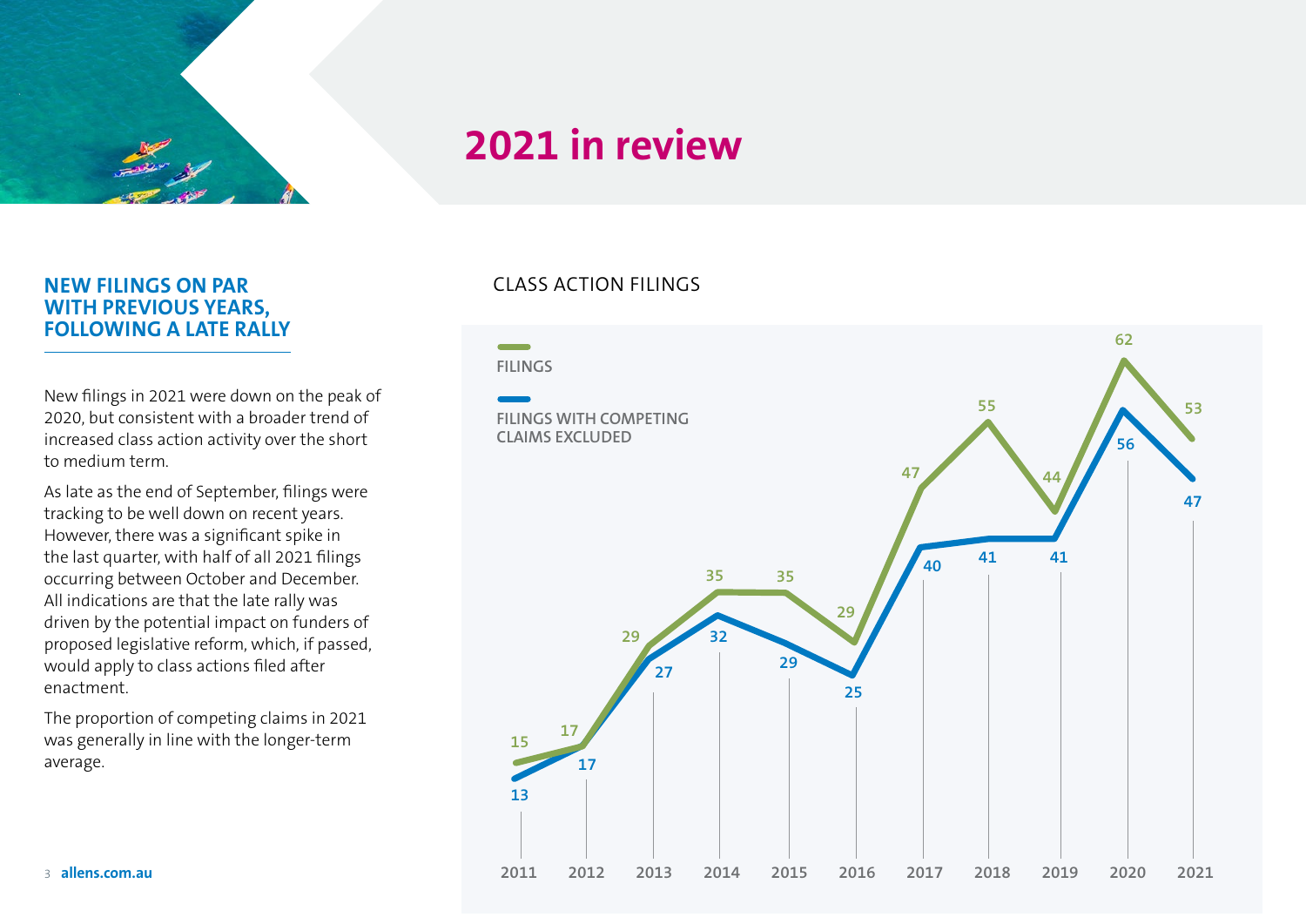# 2021 in review

## NEW FILINGS ON PAR WITH PREVIOUS YEARS, FOLLOWING A LATE RALLY

New filings in 2021 were down on the peak of 2020, but consistent with a broader trend of increased class action activity over the short to medium term.

As late as the end of September, filings were tracking to be well down on recent years. However, there was a significant spike in the last quarter, with half of all 2021 filings occurring between October and December. All indications are that the late rally was driven by the potential impact on funders of proposed legislative reform, which, if passed, would apply to class actions filed after enactment.

The proportion of competing claims in 2021 was generally in line with the longer-term average.

### CLASS ACTION FILINGS

| Year | Filings | Filings with competing claims excluded |
|---|---|---|
| 2011 | 15 | 13 |
| 2012 | 17 | 17 |
| 2013 | 29 | 27 |
| 2014 | 35 | 32 |
| 2015 | 35 | 29 |
| 2016 | 29 | 25 |
| 2017 | 47 | 40 |
| 2018 | 55 | 41 |
| 2019 | 44 | 41 |
| 2020 | 62 | 56 |
| 2021 | 53 | 47 |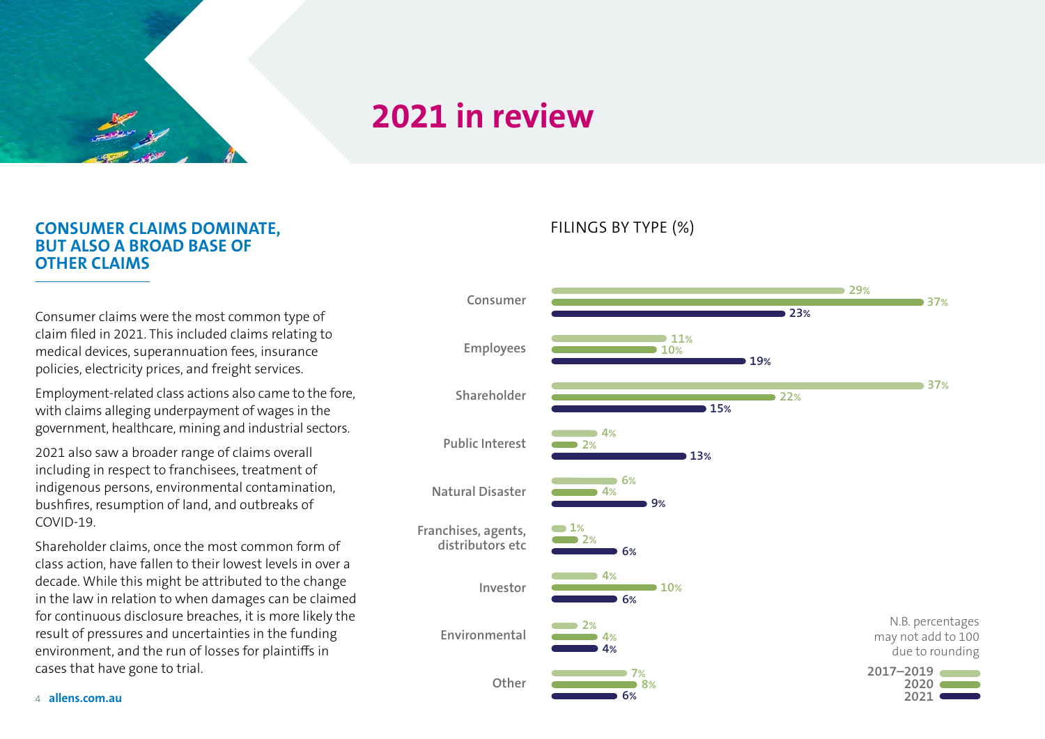# 2021 in review

## CONSUMER CLAIMS DOMINATE, BUT ALSO A BROAD BASE OF OTHER CLAIMS

Consumer claims were the most common type of claim filed in 2021. This included claims relating to medical devices, superannuation fees, insurance policies, electricity prices, and freight services.

Employment-related class actions also came to the fore, with claims alleging underpayment of wages in the government, healthcare, mining and industrial sectors.

2021 also saw a broader range of claims overall including in respect to franchisees, treatment of indigenous persons, environmental contamination, bushfires, resumption of land, and outbreaks of COVID-19.

Shareholder claims, once the most common form of class action, have fallen to their lowest levels in over a decade. While this might be attributed to the change in the law in relation to when damages can be claimed for continuous disclosure breaches, it is more likely the result of pressures and uncertainties in the funding environment, and the run of losses for plaintiffs in cases that have gone to trial.

### FILINGS BY TYPE (%)

| Type | 2017–2019 | 2020 | 2021 |
|---|---|---|---|
| Consumer | 29% | 37% | 23% |
| Employees | 11% | 10% | 19% |
| Shareholder | 37% | 22% | 15% |
| Public Interest | 4% | 2% | 13% |
| Natural Disaster | 6% | 4% | 9% |
| Franchises, agents, distributors etc | 1% | 2% | 6% |
| Investor | 4% | 10% | 6% |
| Environmental | 2% | 4% | 4% |
| Other | 7% | 8% | 6% |

N.B. percentages may not add to 100 due to rounding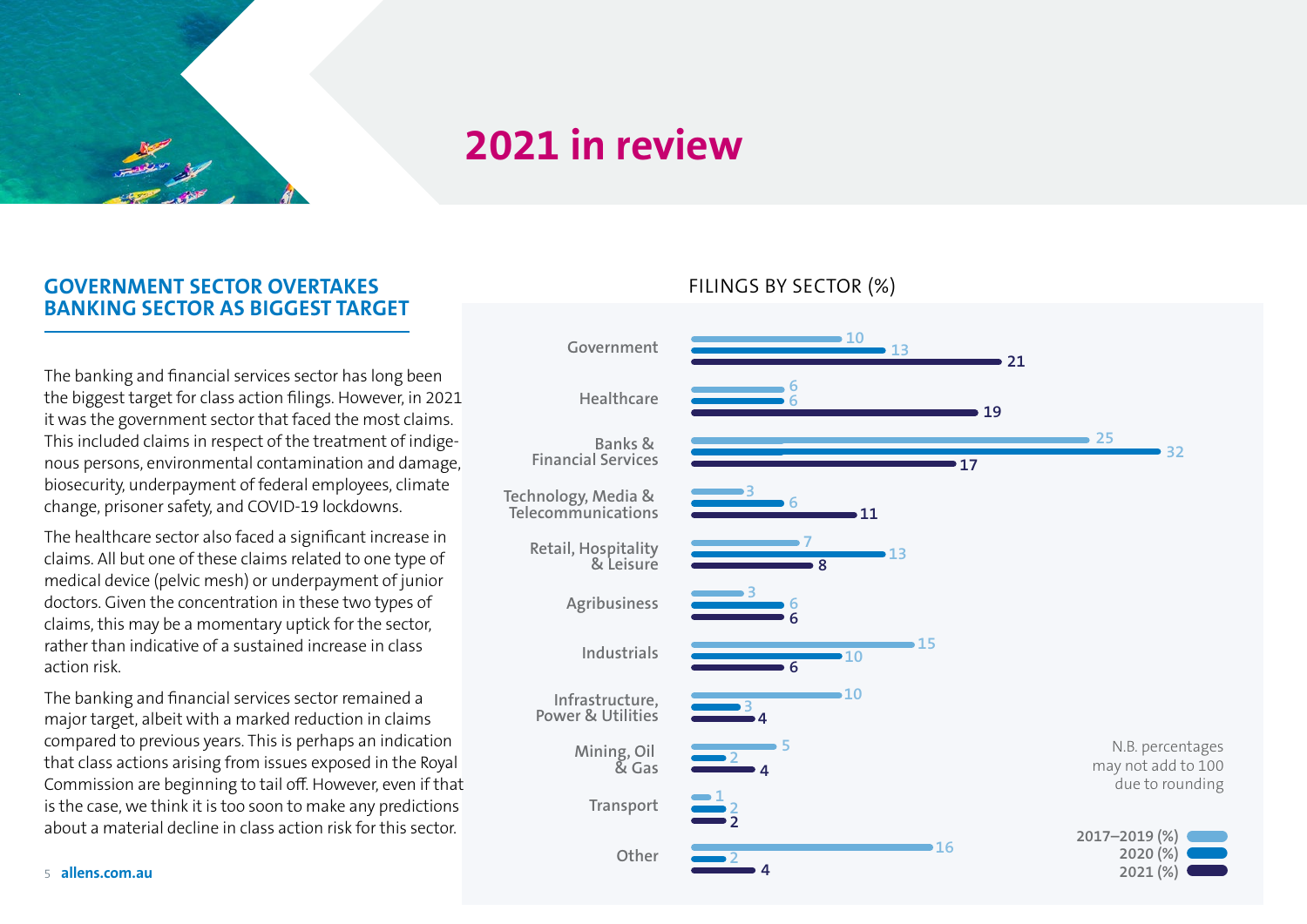# 2021 in review

## GOVERNMENT SECTOR OVERTAKES BANKING SECTOR AS BIGGEST TARGET

The banking and financial services sector has long been the biggest target for class action filings. However, in 2021 it was the government sector that faced the most claims. This included claims in respect of the treatment of indigenous persons, environmental contamination and damage, biosecurity, underpayment of federal employees, climate change, prisoner safety, and COVID-19 lockdowns.

The healthcare sector also faced a significant increase in claims. All but one of these claims related to one type of medical device (pelvic mesh) or underpayment of junior doctors. Given the concentration in these two types of claims, this may be a momentary uptick for the sector, rather than indicative of a sustained increase in class action risk.

The banking and financial services sector remained a major target, albeit with a marked reduction in claims compared to previous years. This is perhaps an indication that class actions arising from issues exposed in the Royal Commission are beginning to tail off. However, even if that is the case, we think it is too soon to make any predictions about a material decline in class action risk for this sector.

### FILINGS BY SECTOR (%)

| Sector | 2017–2019 (%) | 2020 (%) | 2021 (%) |
|---|---|---|---|
| Government | 10 | 13 | 21 |
| Healthcare | 6 | 6 | 19 |
| Banks & Financial Services | 25 | 32 | 17 |
| Technology, Media & Telecommunications | 3 | 6 | 11 |
| Retail, Hospitality & Leisure | 7 | 13 | 8 |
| Agribusiness | 3 | 6 | 6 |
| Industrials | 15 | 10 | 6 |
| Infrastructure, Power & Utilities | 10 | 3 | 4 |
| Mining, Oil & Gas | 5 | 2 | 4 |
| Transport | 1 | 2 | 2 |
| Other | 16 | 2 | 4 |

N.B. percentages may not add to 100 due to rounding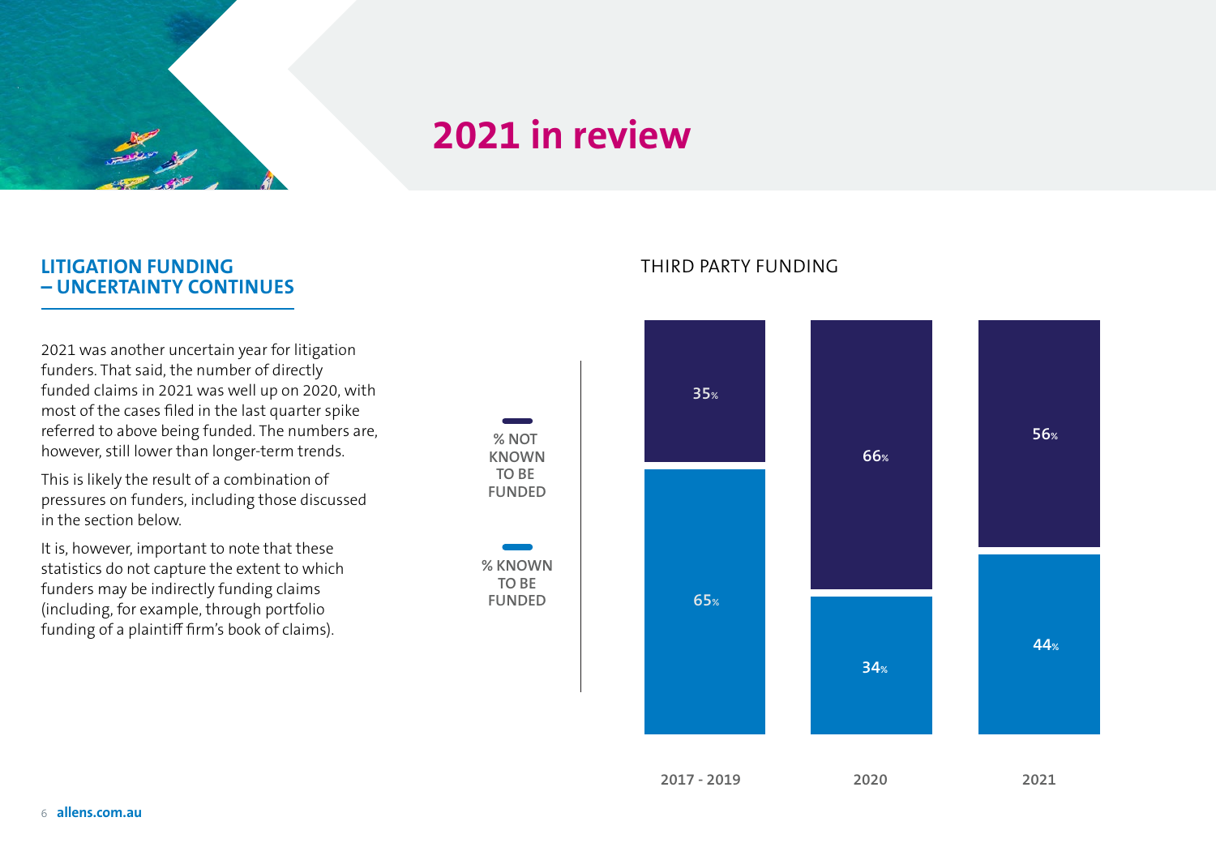# 2021 in review

## LITIGATION FUNDING – UNCERTAINTY CONTINUES

2021 was another uncertain year for litigation funders. That said, the number of directly funded claims in 2021 was well up on 2020, with most of the cases filed in the last quarter spike referred to above being funded. The numbers are, however, still lower than longer-term trends.

This is likely the result of a combination of pressures on funders, including those discussed in the section below.

It is, however, important to note that these statistics do not capture the extent to which funders may be indirectly funding claims (including, for example, through portfolio funding of a plaintiff firm's book of claims).

### THIRD PARTY FUNDING

| | 2017 - 2019 | 2020 | 2021 |
|---|---|---|---|
| % NOT KNOWN TO BE FUNDED | 35% | 66% | 56% |
| % KNOWN TO BE FUNDED | 65% | 34% | 44% |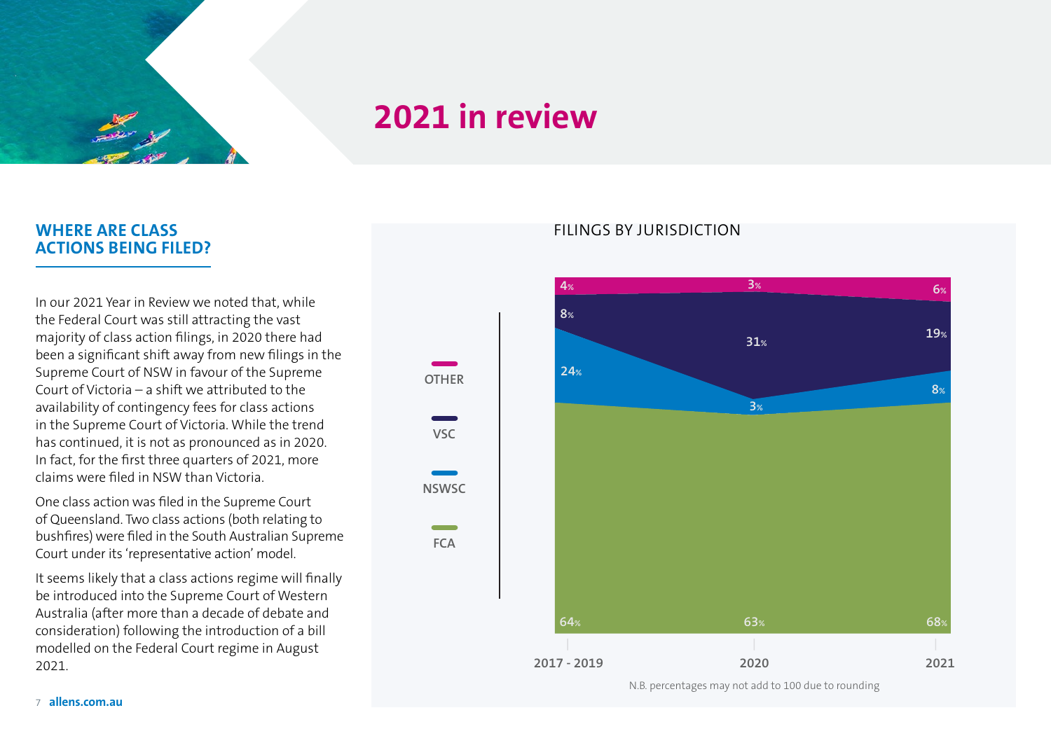# 2021 in review

## WHERE ARE CLASS ACTIONS BEING FILED?

In our 2021 Year in Review we noted that, while the Federal Court was still attracting the vast majority of class action filings, in 2020 there had been a significant shift away from new filings in the Supreme Court of NSW in favour of the Supreme Court of Victoria – a shift we attributed to the availability of contingency fees for class actions in the Supreme Court of Victoria. While the trend has continued, it is not as pronounced as in 2020. In fact, for the first three quarters of 2021, more claims were filed in NSW than Victoria.

One class action was filed in the Supreme Court of Queensland. Two class actions (both relating to bushfires) were filed in the South Australian Supreme Court under its 'representative action' model.

It seems likely that a class actions regime will finally be introduced into the Supreme Court of Western Australia (after more than a decade of debate and consideration) following the introduction of a bill modelled on the Federal Court regime in August 2021.

FILINGS BY JURISDICTION

| | 2017 - 2019 | 2020 | 2021 |
|---|---|---|---|
| OTHER | 4% | 3% | 6% |
| VSC | 8% | 31% | 19% |
| NSWSC | 24% | 3% | 8% |
| FCA | 64% | 63% | 68% |

N.B. percentages may not add to 100 due to rounding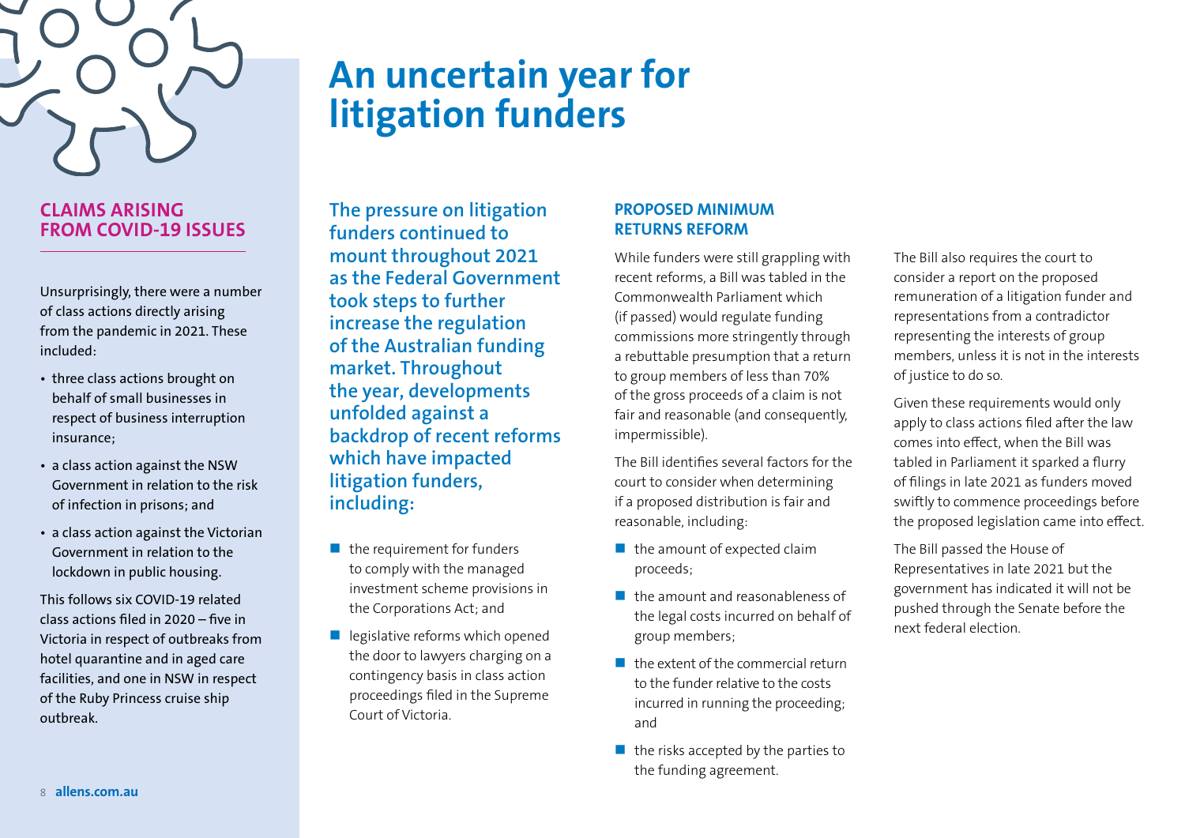# An uncertain year for litigation funders

## CLAIMS ARISING FROM COVID-19 ISSUES

Unsurprisingly, there were a number of class actions directly arising from the pandemic in 2021. These included:

- three class actions brought on behalf of small businesses in respect of business interruption insurance;
- a class action against the NSW Government in relation to the risk of infection in prisons; and
- a class action against the Victorian Government in relation to the lockdown in public housing.

This follows six COVID-19 related class actions filed in 2020 – five in Victoria in respect of outbreaks from hotel quarantine and in aged care facilities, and one in NSW in respect of the Ruby Princess cruise ship outbreak.

**The pressure on litigation funders continued to mount throughout 2021 as the Federal Government took steps to further increase the regulation of the Australian funding market. Throughout the year, developments unfolded against a backdrop of recent reforms which have impacted litigation funders, including:**

- the requirement for funders to comply with the managed investment scheme provisions in the Corporations Act; and
- legislative reforms which opened the door to lawyers charging on a contingency basis in class action proceedings filed in the Supreme Court of Victoria.

### PROPOSED MINIMUM RETURNS REFORM

While funders were still grappling with recent reforms, a Bill was tabled in the Commonwealth Parliament which (if passed) would regulate funding commissions more stringently through a rebuttable presumption that a return to group members of less than 70% of the gross proceeds of a claim is not fair and reasonable (and consequently, impermissible).

The Bill identifies several factors for the court to consider when determining if a proposed distribution is fair and reasonable, including:

- the amount of expected claim proceeds;
- the amount and reasonableness of the legal costs incurred on behalf of group members;
- the extent of the commercial return to the funder relative to the costs incurred in running the proceeding; and
- the risks accepted by the parties to the funding agreement.

The Bill also requires the court to consider a report on the proposed remuneration of a litigation funder and representations from a contradictor representing the interests of group members, unless it is not in the interests of justice to do so.

Given these requirements would only apply to class actions filed after the law comes into effect, when the Bill was tabled in Parliament it sparked a flurry of filings in late 2021 as funders moved swiftly to commence proceedings before the proposed legislation came into effect.

The Bill passed the House of Representatives in late 2021 but the government has indicated it will not be pushed through the Senate before the next federal election.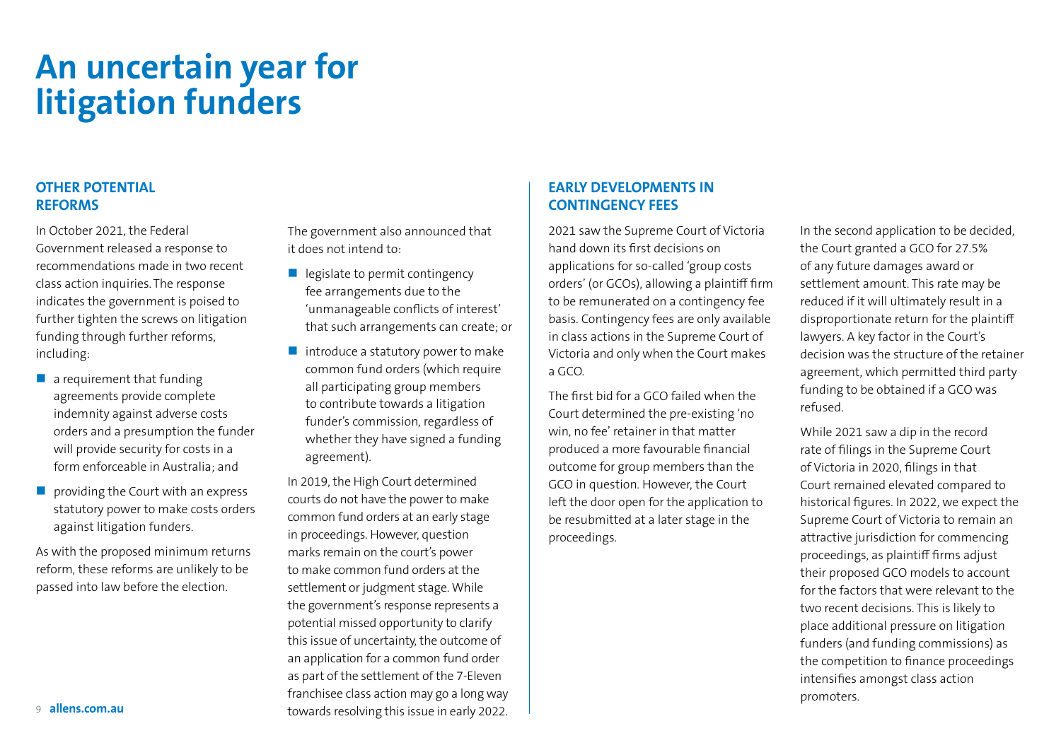# An uncertain year for litigation funders

## OTHER POTENTIAL REFORMS

In October 2021, the Federal Government released a response to recommendations made in two recent class action inquiries. The response indicates the government is poised to further tighten the screws on litigation funding through further reforms, including:

- a requirement that funding agreements provide complete indemnity against adverse costs orders and a presumption the funder will provide security for costs in a form enforceable in Australia; and
- providing the Court with an express statutory power to make costs orders against litigation funders.

As with the proposed minimum returns reform, these reforms are unlikely to be passed into law before the election.

The government also announced that it does not intend to:

- legislate to permit contingency fee arrangements due to the 'unmanageable conflicts of interest' that such arrangements can create; or
- introduce a statutory power to make common fund orders (which require all participating group members to contribute towards a litigation funder's commission, regardless of whether they have signed a funding agreement).

In 2019, the High Court determined courts do not have the power to make common fund orders at an early stage in proceedings. However, question marks remain on the court's power to make common fund orders at the settlement or judgment stage. While the government's response represents a potential missed opportunity to clarify this issue of uncertainty, the outcome of an application for a common fund order as part of the settlement of the 7-Eleven franchisee class action may go a long way towards resolving this issue in early 2022.

## EARLY DEVELOPMENTS IN CONTINGENCY FEES

2021 saw the Supreme Court of Victoria hand down its first decisions on applications for so-called 'group costs orders' (or GCOs), allowing a plaintiff firm to be remunerated on a contingency fee basis. Contingency fees are only available in class actions in the Supreme Court of Victoria and only when the Court makes a GCO.

The first bid for a GCO failed when the Court determined the pre-existing 'no win, no fee' retainer in that matter produced a more favourable financial outcome for group members than the GCO in question. However, the Court left the door open for the application to be resubmitted at a later stage in the proceedings.

In the second application to be decided, the Court granted a GCO for 27.5% of any future damages award or settlement amount. This rate may be reduced if it will ultimately result in a disproportionate return for the plaintiff lawyers. A key factor in the Court's decision was the structure of the retainer agreement, which permitted third party funding to be obtained if a GCO was refused.

While 2021 saw a dip in the record rate of filings in the Supreme Court of Victoria in 2020, filings in that Court remained elevated compared to historical figures. In 2022, we expect the Supreme Court of Victoria to remain an attractive jurisdiction for commencing proceedings, as plaintiff firms adjust their proposed GCO models to account for the factors that were relevant to the two recent decisions. This is likely to place additional pressure on litigation funders (and funding commissions) as the competition to finance proceedings intensifies amongst class action promoters.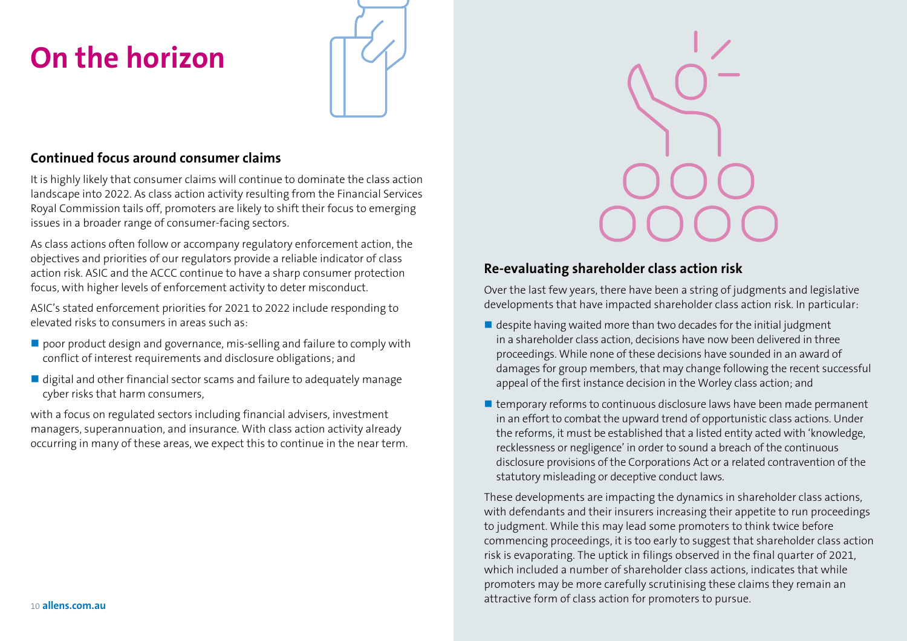# On the horizon

## Continued focus around consumer claims

It is highly likely that consumer claims will continue to dominate the class action landscape into 2022. As class action activity resulting from the Financial Services Royal Commission tails off, promoters are likely to shift their focus to emerging issues in a broader range of consumer-facing sectors.

As class actions often follow or accompany regulatory enforcement action, the objectives and priorities of our regulators provide a reliable indicator of class action risk. ASIC and the ACCC continue to have a sharp consumer protection focus, with higher levels of enforcement activity to deter misconduct.

ASIC's stated enforcement priorities for 2021 to 2022 include responding to elevated risks to consumers in areas such as:

- poor product design and governance, mis-selling and failure to comply with conflict of interest requirements and disclosure obligations; and
- digital and other financial sector scams and failure to adequately manage cyber risks that harm consumers,

with a focus on regulated sectors including financial advisers, investment managers, superannuation, and insurance. With class action activity already occurring in many of these areas, we expect this to continue in the near term.

## Re-evaluating shareholder class action risk

Over the last few years, there have been a string of judgments and legislative developments that have impacted shareholder class action risk. In particular:

- despite having waited more than two decades for the initial judgment in a shareholder class action, decisions have now been delivered in three proceedings. While none of these decisions have sounded in an award of damages for group members, that may change following the recent successful appeal of the first instance decision in the Worley class action; and
- temporary reforms to continuous disclosure laws have been made permanent in an effort to combat the upward trend of opportunistic class actions. Under the reforms, it must be established that a listed entity acted with 'knowledge, recklessness or negligence' in order to sound a breach of the continuous disclosure provisions of the Corporations Act or a related contravention of the statutory misleading or deceptive conduct laws.

These developments are impacting the dynamics in shareholder class actions, with defendants and their insurers increasing their appetite to run proceedings to judgment. While this may lead some promoters to think twice before commencing proceedings, it is too early to suggest that shareholder class action risk is evaporating. The uptick in filings observed in the final quarter of 2021, which included a number of shareholder class actions, indicates that while promoters may be more carefully scrutinising these claims they remain an attractive form of class action for promoters to pursue.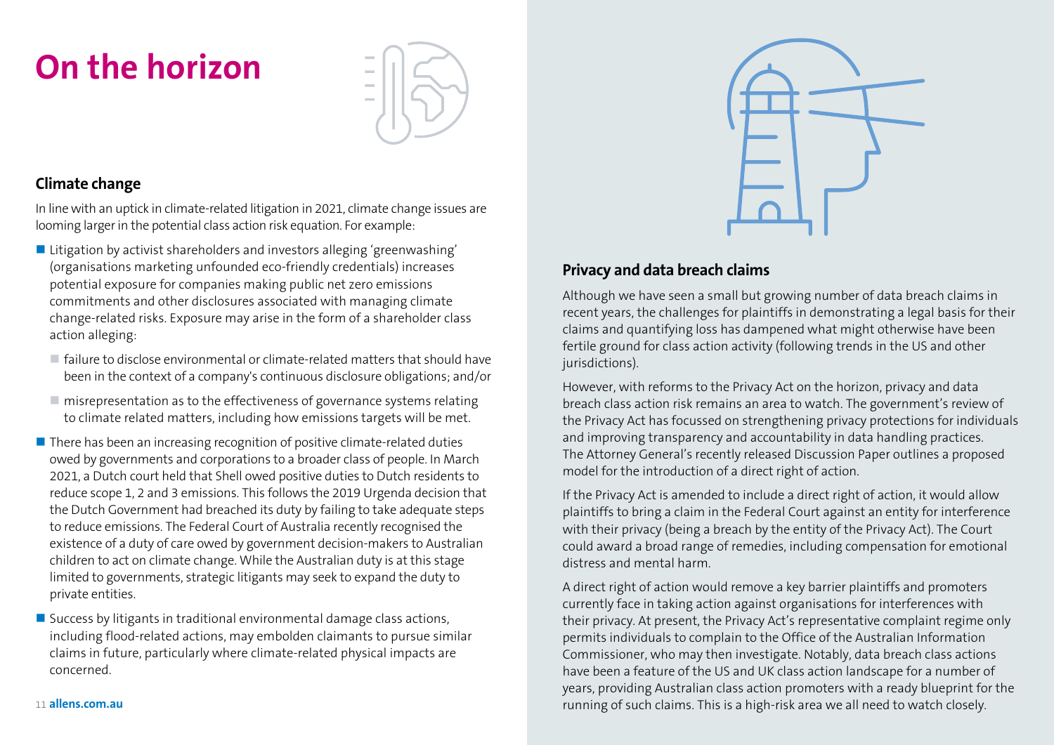# On the horizon

## Climate change

In line with an uptick in climate-related litigation in 2021, climate change issues are looming larger in the potential class action risk equation. For example:

- Litigation by activist shareholders and investors alleging 'greenwashing' (organisations marketing unfounded eco-friendly credentials) increases potential exposure for companies making public net zero emissions commitments and other disclosures associated with managing climate change-related risks. Exposure may arise in the form of a shareholder class action alleging:
  - failure to disclose environmental or climate-related matters that should have been in the context of a company's continuous disclosure obligations; and/or
  - misrepresentation as to the effectiveness of governance systems relating to climate related matters, including how emissions targets will be met.
- There has been an increasing recognition of positive climate-related duties owed by governments and corporations to a broader class of people. In March 2021, a Dutch court held that Shell owed positive duties to Dutch residents to reduce scope 1, 2 and 3 emissions. This follows the 2019 Urgenda decision that the Dutch Government had breached its duty by failing to take adequate steps to reduce emissions. The Federal Court of Australia recently recognised the existence of a duty of care owed by government decision-makers to Australian children to act on climate change. While the Australian duty is at this stage limited to governments, strategic litigants may seek to expand the duty to private entities.
- Success by litigants in traditional environmental damage class actions, including flood-related actions, may embolden claimants to pursue similar claims in future, particularly where climate-related physical impacts are concerned.

## Privacy and data breach claims

Although we have seen a small but growing number of data breach claims in recent years, the challenges for plaintiffs in demonstrating a legal basis for their claims and quantifying loss has dampened what might otherwise have been fertile ground for class action activity (following trends in the US and other jurisdictions).

However, with reforms to the Privacy Act on the horizon, privacy and data breach class action risk remains an area to watch. The government's review of the Privacy Act has focussed on strengthening privacy protections for individuals and improving transparency and accountability in data handling practices. The Attorney General's recently released Discussion Paper outlines a proposed model for the introduction of a direct right of action.

If the Privacy Act is amended to include a direct right of action, it would allow plaintiffs to bring a claim in the Federal Court against an entity for interference with their privacy (being a breach by the entity of the Privacy Act). The Court could award a broad range of remedies, including compensation for emotional distress and mental harm.

A direct right of action would remove a key barrier plaintiffs and promoters currently face in taking action against organisations for interferences with their privacy. At present, the Privacy Act's representative complaint regime only permits individuals to complain to the Office of the Australian Information Commissioner, who may then investigate. Notably, data breach class actions have been a feature of the US and UK class action landscape for a number of years, providing Australian class action promoters with a ready blueprint for the running of such claims. This is a high-risk area we all need to watch closely.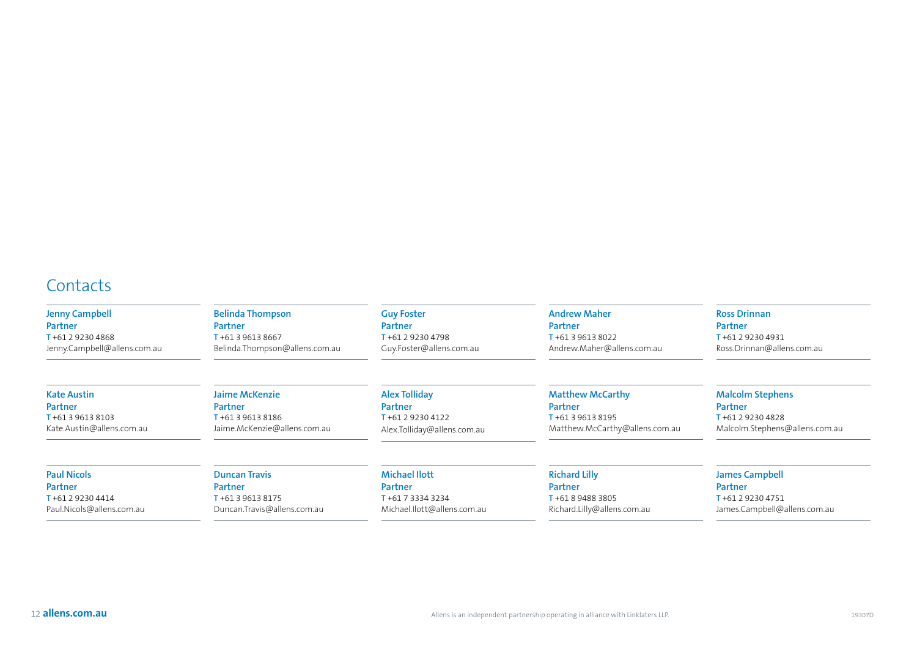## Contacts

**Jenny Campbell**
**Partner**
**T** +61 2 9230 4868
Jenny.Campbell@allens.com.au

**Belinda Thompson**
**Partner**
**T** +61 3 9613 8667
Belinda.Thompson@allens.com.au

**Guy Foster**
**Partner**
**T** +61 2 9230 4798
Guy.Foster@allens.com.au

**Andrew Maher**
**Partner**
**T** +61 3 9613 8022
Andrew.Maher@allens.com.au

**Ross Drinnan**
**Partner**
**T** +61 2 9230 4931
Ross.Drinnan@allens.com.au

**Kate Austin**
**Partner**
**T** +61 3 9613 8103
Kate.Austin@allens.com.au

**Jaime McKenzie**
**Partner**
**T** +61 3 9613 8186
Jaime.McKenzie@allens.com.au

**Alex Tolliday**
**Partner**
**T** +61 2 9230 4122
Alex.Tolliday@allens.com.au

**Matthew McCarthy**
**Partner**
**T** +61 3 9613 8195
Matthew.McCarthy@allens.com.au

**Malcolm Stephens**
**Partner**
**T** +61 2 9230 4828
Malcolm.Stephens@allens.com.au

**Paul Nicols**
**Partner**
**T** +61 2 9230 4414
Paul.Nicols@allens.com.au

**Duncan Travis**
**Partner**
**T** +61 3 9613 8175
Duncan.Travis@allens.com.au

**Michael Ilott**
**Partner**
**T** +61 7 3334 3234
Michael.Ilott@allens.com.au

**Richard Lilly**
**Partner**
**T** +61 8 9488 3805
Richard.Lilly@allens.com.au

**James Campbell**
**Partner**
**T** +61 2 9230 4751
James.Campbell@allens.com.au

**allens.com.au**

Allens is an independent partnership operating in alliance with Linklaters LLP.

19307D